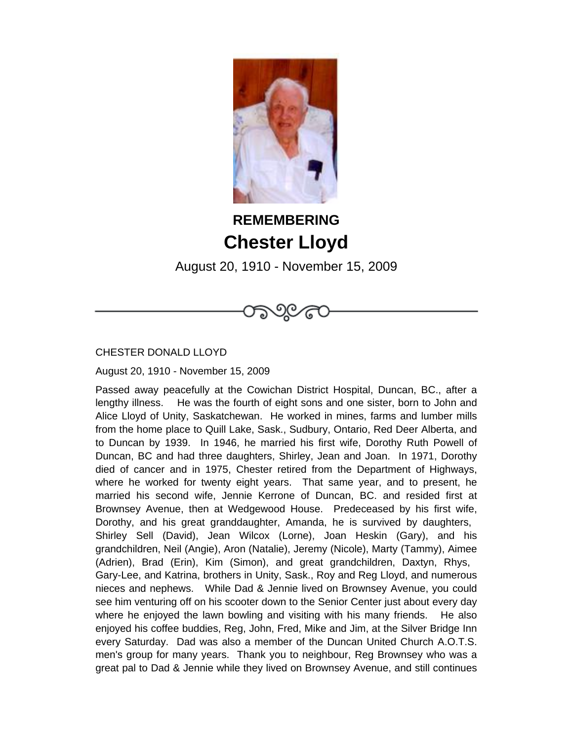**REMEMBERING**

# Chester Lloyd

August 20, 1910 - November 15, 2009

CHESTER DONALD LLOYD

August 20, 1910 - November 15, 2009

Passed away peacefully at the Cowichan District Hospital, Duncan, BC., after a lengthy illness. He was the fourth of eight sons and one sister, born to John and Alice Lloyd of Unity, Saskatchewan. He worked in mines, farms and lumber mills from the home place to Quill Lake, Sask., Sudbury, Ontario, Red Deer Alberta, and to Duncan by 1939. In 1946, he married his first wife, Dorothy Ruth Powell of Duncan, BC and had three daughters, Shirley, Jean and Joan. In 1971, Dorothy died of cancer and in 1975, Chester retired from the Department of Highways, where he worked for twenty eight years. That same year, and to present, he married his second wife, Jennie Kerrone of Duncan, BC. and resided first at Brownsey Avenue, then at Wedgewood House. Predeceased by his first wife, Dorothy, and his great granddaughter, Amanda, he is survived by daughters, Shirley Sell (David), Jean Wilcox (Lorne), Joan Heskin (Gary), and his grandchildren, Neil (Angie), Aron (Natalie), Jeremy (Nicole), Marty (Tammy), Aimee (Adrien), Brad (Erin), Kim (Simon), and great grandchildren, Daxtyn, Rhys, Gary-Lee, and Katrina, brothers in Unity, Sask., Roy and Reg Lloyd, and numerous nieces and nephews. While Dad & Jennie lived on Brownsey Avenue, you could see him venturing off on his scooter down to the Senior Center just about every day where he enjoyed the lawn bowling and visiting with his many friends. He also enjoyed his coffee buddies, Reg, John, Fred, Mike and Jim, at the Silver Bridge Inn every Saturday. Dad was also a member of the Duncan United Church A.O.T.S. men's group for many years. Thank you to neighbour, Reg Brownsey who was a great pal to Dad & Jennie while they lived on Brownsey Avenue, and still continues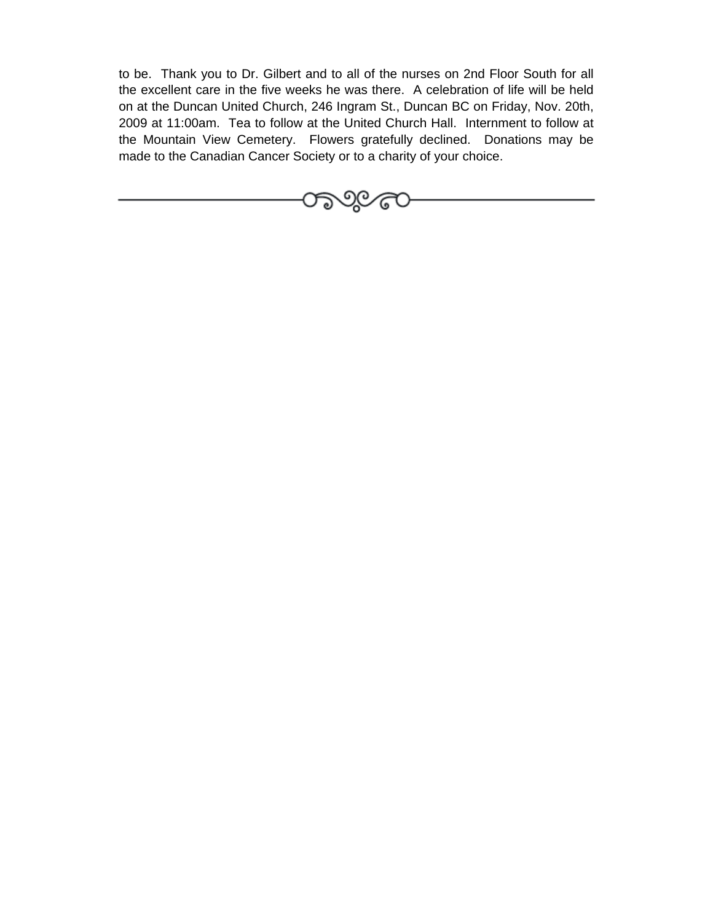to be.  Thank you to Dr. Gilbert and to all of the nurses on 2nd Floor South for all the excellent care in the five weeks he was there.  A celebration of life will be held on at the Duncan United Church, 246 Ingram St., Duncan BC on Friday, Nov. 20th, 2009 at 11:00am.  Tea to follow at the United Church Hall.  Internment to follow at the Mountain View Cemetery.  Flowers gratefully declined.  Donations may be made to the Canadian Cancer Society or to a charity of your choice.